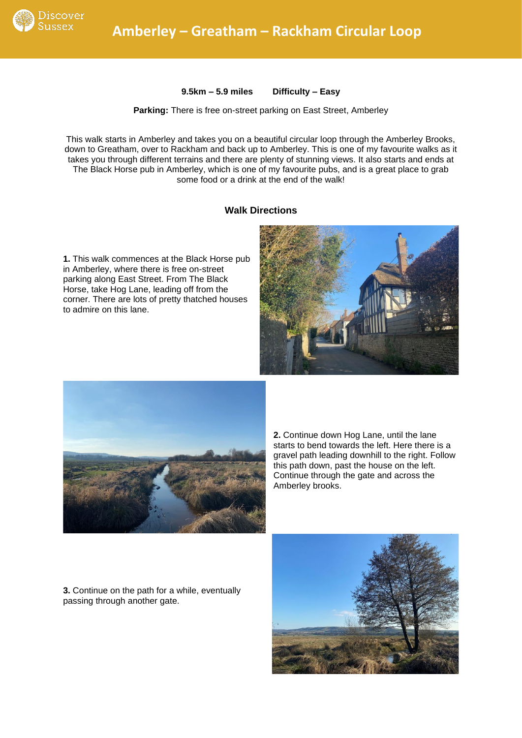# Amberley – Greatham – Rackham Circular Loop

**9.5km – 5.9 miles** **Difficulty – Easy**

**Parking:** There is free on-street parking on East Street, Amberley

This walk starts in Amberley and takes you on a beautiful circular loop through the Amberley Brooks, down to Greatham, over to Rackham and back up to Amberley. This is one of my favourite walks as it takes you through different terrains and there are plenty of stunning views. It also starts and ends at The Black Horse pub in Amberley, which is one of my favourite pubs, and is a great place to grab some food or a drink at the end of the walk!

## Walk Directions

**1.** This walk commences at the Black Horse pub in Amberley, where there is free on-street parking along East Street. From The Black Horse, take Hog Lane, leading off from the corner. There are lots of pretty thatched houses to admire on this lane.

**2.** Continue down Hog Lane, until the lane starts to bend towards the left. Here there is a gravel path leading downhill to the right. Follow this path down, past the house on the left. Continue through the gate and across the Amberley brooks.

**3.** Continue on the path for a while, eventually passing through another gate.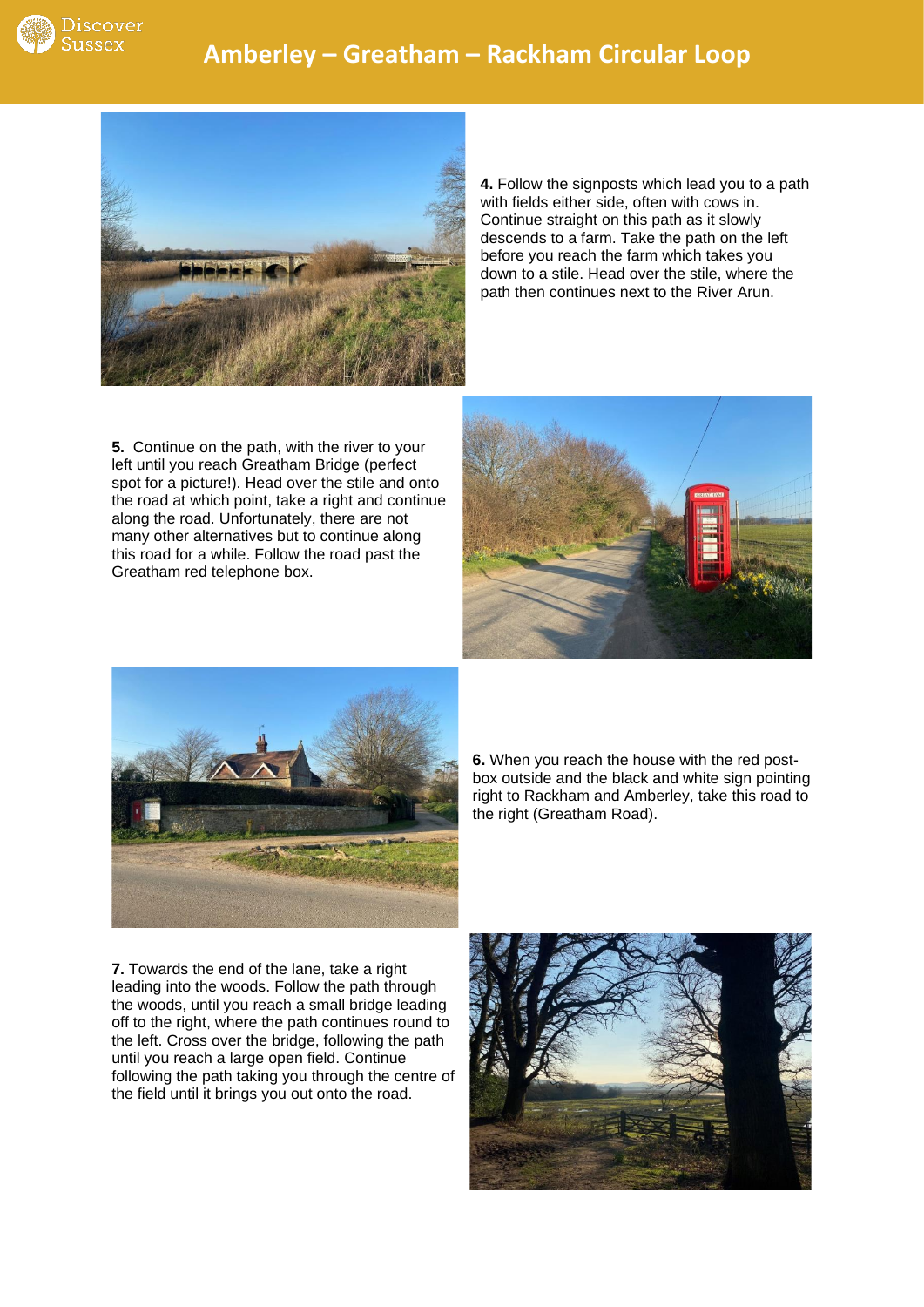# Amberley – Greatham – Rackham Circular Loop

**4.** Follow the signposts which lead you to a path with fields either side, often with cows in. Continue straight on this path as it slowly descends to a farm. Take the path on the left before you reach the farm which takes you down to a stile. Head over the stile, where the path then continues next to the River Arun.

**5.** Continue on the path, with the river to your left until you reach Greatham Bridge (perfect spot for a picture!). Head over the stile and onto the road at which point, take a right and continue along the road. Unfortunately, there are not many other alternatives but to continue along this road for a while. Follow the road past the Greatham red telephone box.

**6.** When you reach the house with the red post-box outside and the black and white sign pointing right to Rackham and Amberley, take this road to the right (Greatham Road).

**7.** Towards the end of the lane, take a right leading into the woods. Follow the path through the woods, until you reach a small bridge leading off to the right, where the path continues round to the left. Cross over the bridge, following the path until you reach a large open field. Continue following the path taking you through the centre of the field until it brings you out onto the road.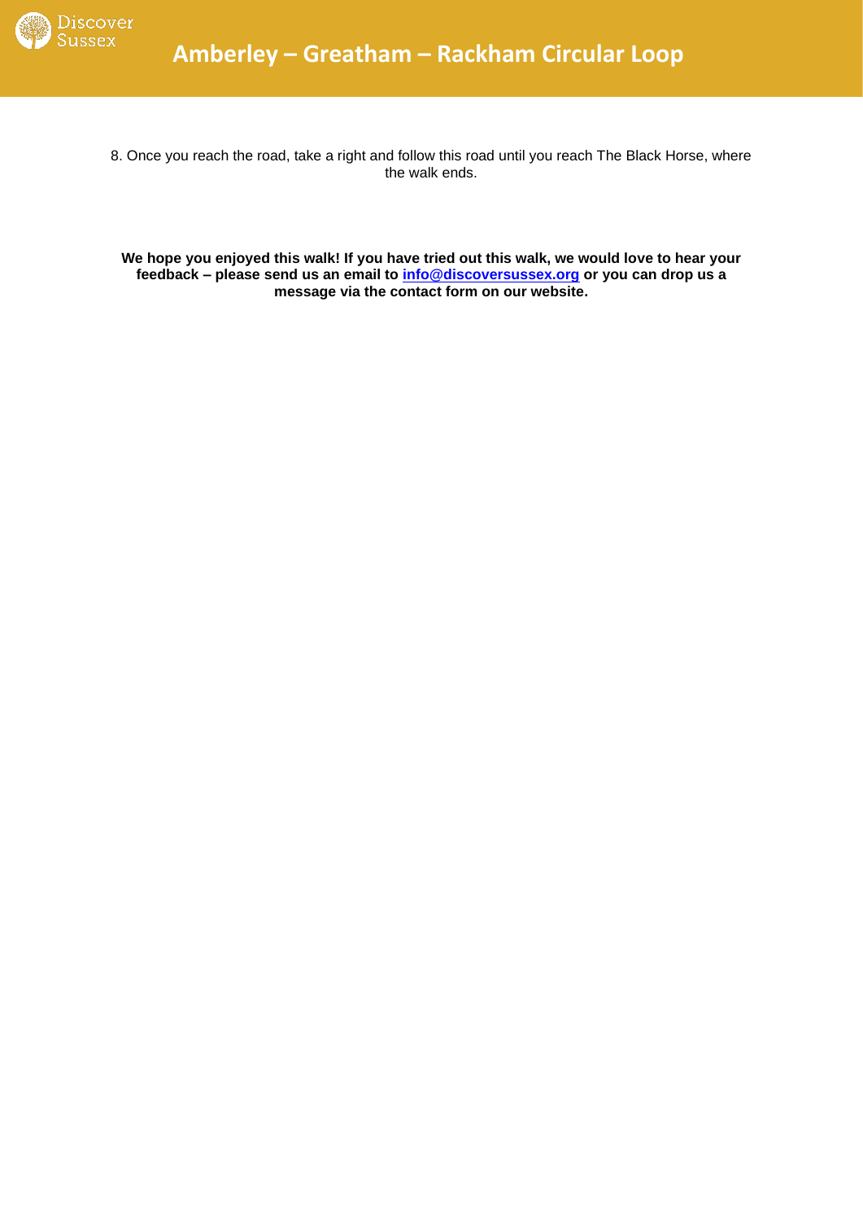8. Once you reach the road, take a right and follow this road until you reach The Black Horse, where the walk ends.

**We hope you enjoyed this walk! If you have tried out this walk, we would love to hear your feedback – please send us an email to [info@discoversussex.org](mailto:info@discoversussex.org) or you can drop us a message via the contact form on our website.**